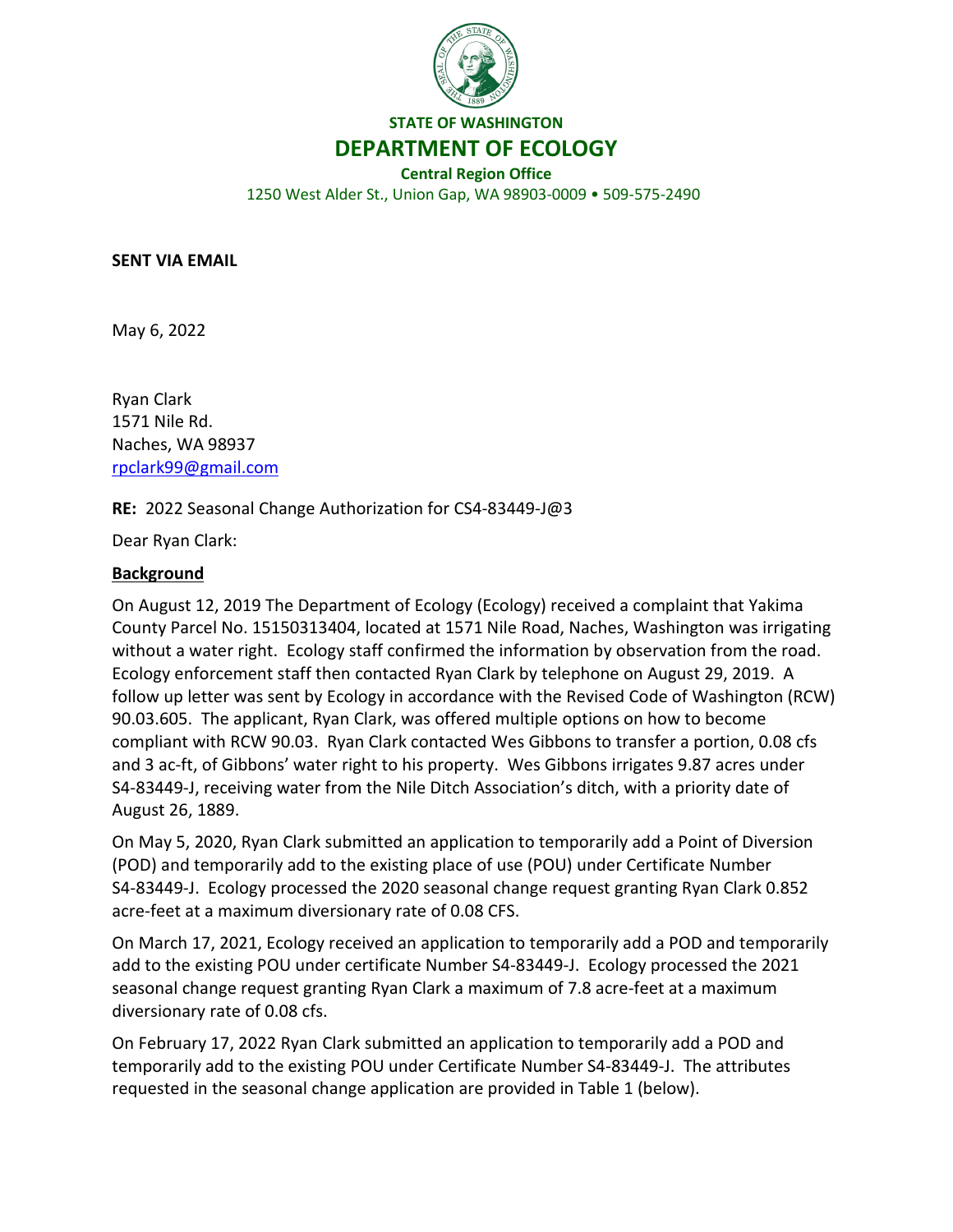**STATE OF WASHINGTON**

# DEPARTMENT OF ECOLOGY

**Central Region Office**

1250 West Alder St., Union Gap, WA 98903-0009 • 509-575-2490

**SENT VIA EMAIL**

May 6, 2022

Ryan Clark
1571 Nile Rd.
Naches, WA 98937
rpclark99@gmail.com

**RE:** 2022 Seasonal Change Authorization for CS4-83449-J@3

Dear Ryan Clark:

## Background

On August 12, 2019 The Department of Ecology (Ecology) received a complaint that Yakima County Parcel No. 15150313404, located at 1571 Nile Road, Naches, Washington was irrigating without a water right. Ecology staff confirmed the information by observation from the road. Ecology enforcement staff then contacted Ryan Clark by telephone on August 29, 2019. A follow up letter was sent by Ecology in accordance with the Revised Code of Washington (RCW) 90.03.605. The applicant, Ryan Clark, was offered multiple options on how to become compliant with RCW 90.03. Ryan Clark contacted Wes Gibbons to transfer a portion, 0.08 cfs and 3 ac-ft, of Gibbons' water right to his property. Wes Gibbons irrigates 9.87 acres under S4-83449-J, receiving water from the Nile Ditch Association's ditch, with a priority date of August 26, 1889.

On May 5, 2020, Ryan Clark submitted an application to temporarily add a Point of Diversion (POD) and temporarily add to the existing place of use (POU) under Certificate Number S4-83449-J. Ecology processed the 2020 seasonal change request granting Ryan Clark 0.852 acre-feet at a maximum diversionary rate of 0.08 CFS.

On March 17, 2021, Ecology received an application to temporarily add a POD and temporarily add to the existing POU under certificate Number S4-83449-J. Ecology processed the 2021 seasonal change request granting Ryan Clark a maximum of 7.8 acre-feet at a maximum diversionary rate of 0.08 cfs.

On February 17, 2022 Ryan Clark submitted an application to temporarily add a POD and temporarily add to the existing POU under Certificate Number S4-83449-J. The attributes requested in the seasonal change application are provided in Table 1 (below).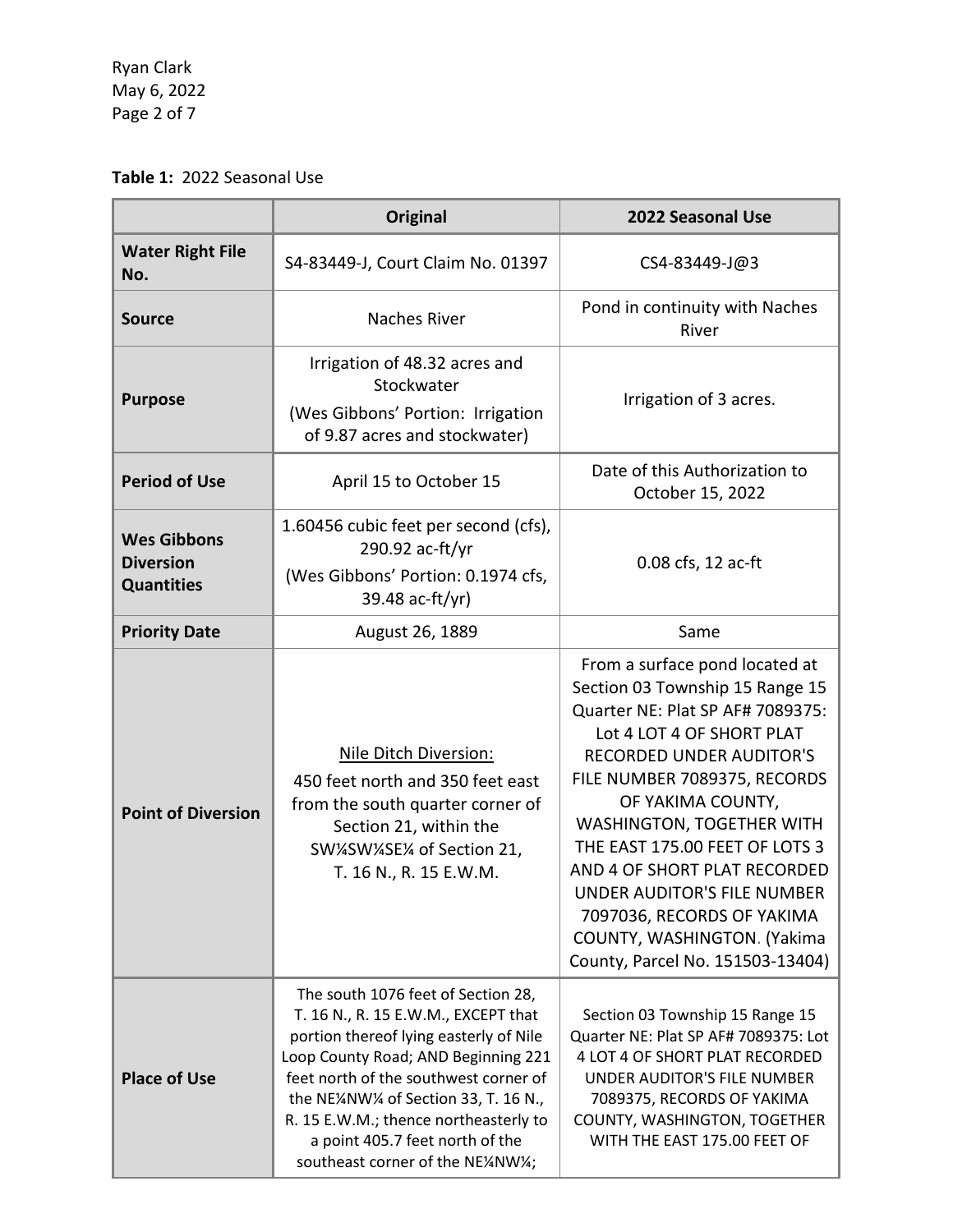**Table 1:** 2022 Seasonal Use

| | Original | 2022 Seasonal Use |
|---|---|---|
| **Water Right File No.** | S4-83449-J, Court Claim No. 01397 | CS4-83449-J@3 |
| **Source** | Naches River | Pond in continuity with Naches River |
| **Purpose** | Irrigation of 48.32 acres and Stockwater (Wes Gibbons' Portion: Irrigation of 9.87 acres and stockwater) | Irrigation of 3 acres. |
| **Period of Use** | April 15 to October 15 | Date of this Authorization to October 15, 2022 |
| **Wes Gibbons Diversion Quantities** | 1.60456 cubic feet per second (cfs), 290.92 ac-ft/yr (Wes Gibbons' Portion: 0.1974 cfs, 39.48 ac-ft/yr) | 0.08 cfs, 12 ac-ft |
| **Priority Date** | August 26, 1889 | Same |
| **Point of Diversion** | Nile Ditch Diversion: 450 feet north and 350 feet east from the south quarter corner of Section 21, within the SW¼SW¼SE¼ of Section 21, T. 16 N., R. 15 E.W.M. | From a surface pond located at Section 03 Township 15 Range 15 Quarter NE: Plat SP AF# 7089375: Lot 4 LOT 4 OF SHORT PLAT RECORDED UNDER AUDITOR'S FILE NUMBER 7089375, RECORDS OF YAKIMA COUNTY, WASHINGTON, TOGETHER WITH THE EAST 175.00 FEET OF LOTS 3 AND 4 OF SHORT PLAT RECORDED UNDER AUDITOR'S FILE NUMBER 7097036, RECORDS OF YAKIMA COUNTY, WASHINGTON. (Yakima County, Parcel No. 151503-13404) |
| **Place of Use** | The south 1076 feet of Section 28, T. 16 N., R. 15 E.W.M., EXCEPT that portion thereof lying easterly of Nile Loop County Road; AND Beginning 221 feet north of the southwest corner of the NE¼NW¼ of Section 33, T. 16 N., R. 15 E.W.M.; thence northeasterly to a point 405.7 feet north of the southeast corner of the NE¼NW¼; | Section 03 Township 15 Range 15 Quarter NE: Plat SP AF# 7089375: Lot 4 LOT 4 OF SHORT PLAT RECORDED UNDER AUDITOR'S FILE NUMBER 7089375, RECORDS OF YAKIMA COUNTY, WASHINGTON, TOGETHER WITH THE EAST 175.00 FEET OF |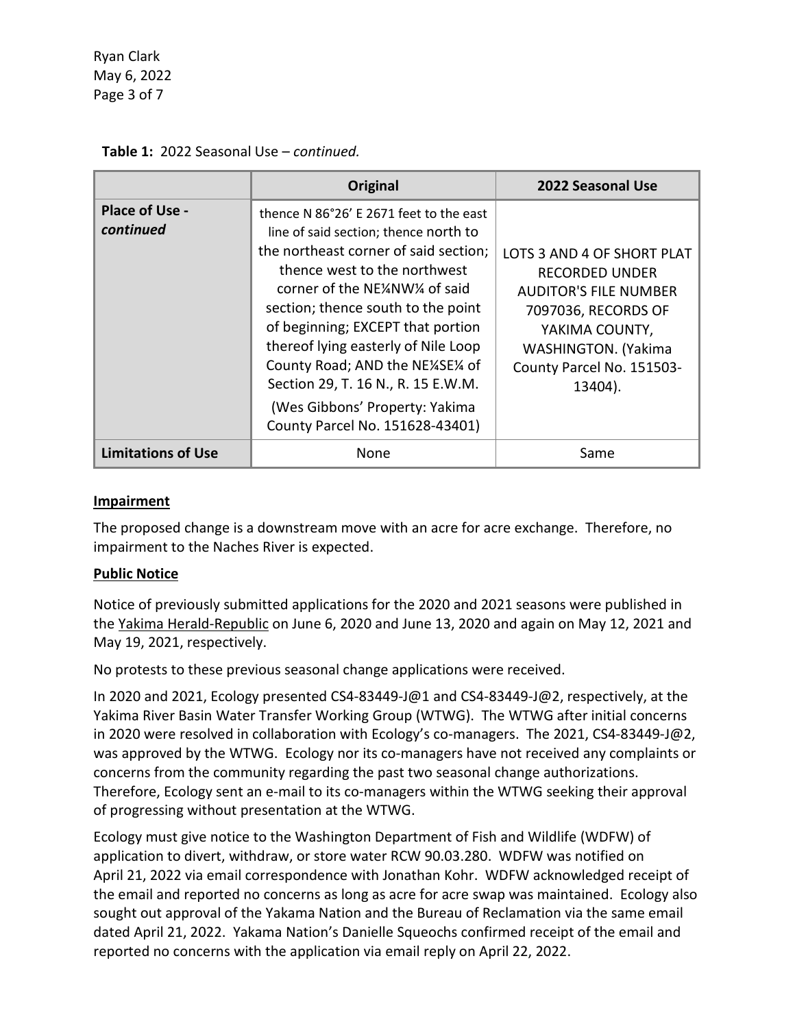**Table 1:** 2022 Seasonal Use – *continued.*

| | Original | 2022 Seasonal Use |
|---|---|---|
| **Place of Use - *continued*** | thence N 86°26' E 2671 feet to the east line of said section; thence north to the northeast corner of said section; thence west to the northwest corner of the NE¼NW¼ of said section; thence south to the point of beginning; EXCEPT that portion thereof lying easterly of Nile Loop County Road; AND the NE¼SE¼ of Section 29, T. 16 N., R. 15 E.W.M. (Wes Gibbons' Property: Yakima County Parcel No. 151628-43401) | LOTS 3 AND 4 OF SHORT PLAT RECORDED UNDER AUDITOR'S FILE NUMBER 7097036, RECORDS OF YAKIMA COUNTY, WASHINGTON. (Yakima County Parcel No. 151503-13404). |
| **Limitations of Use** | None | Same |

**Impairment**

The proposed change is a downstream move with an acre for acre exchange. Therefore, no impairment to the Naches River is expected.

**Public Notice**

Notice of previously submitted applications for the 2020 and 2021 seasons were published in the Yakima Herald-Republic on June 6, 2020 and June 13, 2020 and again on May 12, 2021 and May 19, 2021, respectively.

No protests to these previous seasonal change applications were received.

In 2020 and 2021, Ecology presented CS4-83449-J@1 and CS4-83449-J@2, respectively, at the Yakima River Basin Water Transfer Working Group (WTWG). The WTWG after initial concerns in 2020 were resolved in collaboration with Ecology's co-managers. The 2021, CS4-83449-J@2, was approved by the WTWG. Ecology nor its co-managers have not received any complaints or concerns from the community regarding the past two seasonal change authorizations. Therefore, Ecology sent an e-mail to its co-managers within the WTWG seeking their approval of progressing without presentation at the WTWG.

Ecology must give notice to the Washington Department of Fish and Wildlife (WDFW) of application to divert, withdraw, or store water RCW 90.03.280. WDFW was notified on April 21, 2022 via email correspondence with Jonathan Kohr. WDFW acknowledged receipt of the email and reported no concerns as long as acre for acre swap was maintained. Ecology also sought out approval of the Yakama Nation and the Bureau of Reclamation via the same email dated April 21, 2022. Yakama Nation's Danielle Squeochs confirmed receipt of the email and reported no concerns with the application via email reply on April 22, 2022.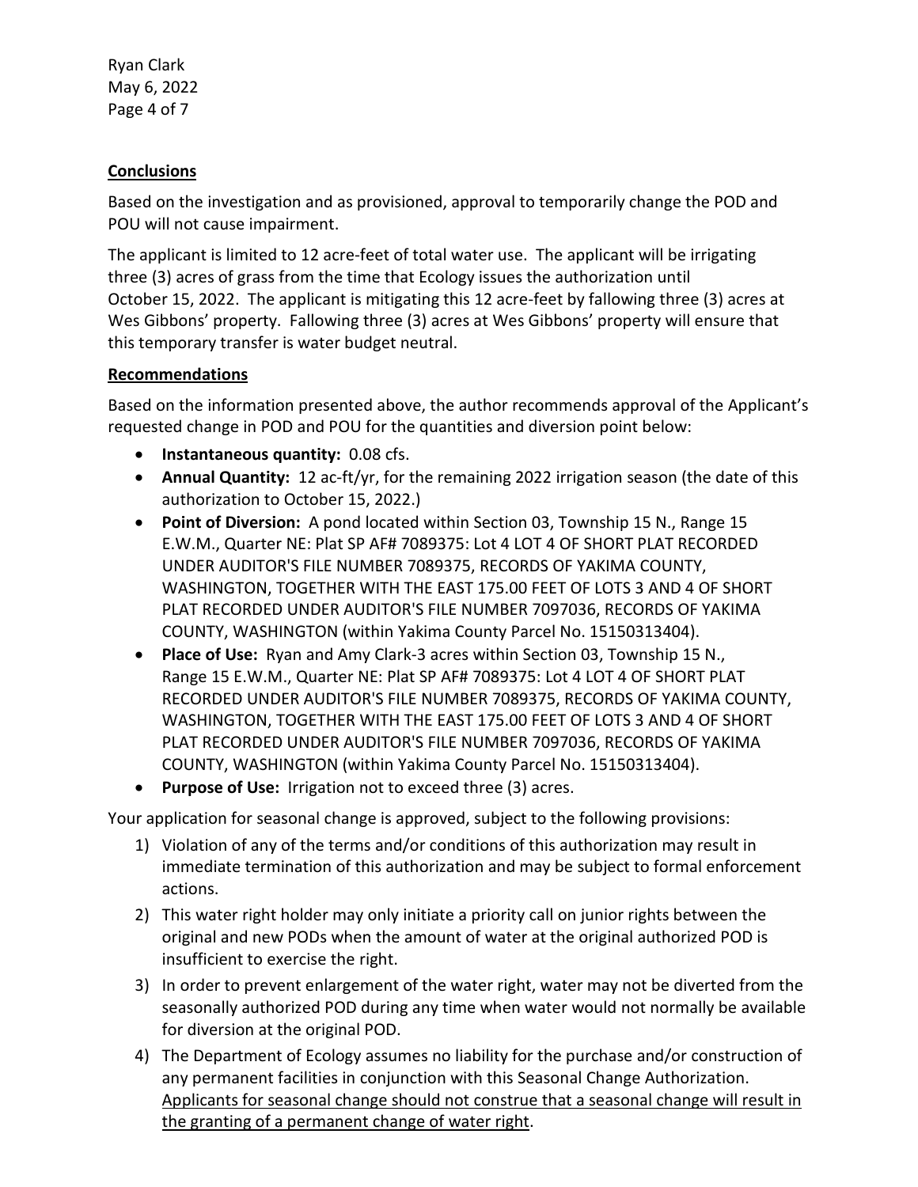**<u>Conclusions</u>**

Based on the investigation and as provisioned, approval to temporarily change the POD and POU will not cause impairment.

The applicant is limited to 12 acre-feet of total water use. The applicant will be irrigating three (3) acres of grass from the time that Ecology issues the authorization until October 15, 2022. The applicant is mitigating this 12 acre-feet by fallowing three (3) acres at Wes Gibbons' property. Fallowing three (3) acres at Wes Gibbons' property will ensure that this temporary transfer is water budget neutral.

**<u>Recommendations</u>**

Based on the information presented above, the author recommends approval of the Applicant's requested change in POD and POU for the quantities and diversion point below:

- **Instantaneous quantity:** 0.08 cfs.
- **Annual Quantity:** 12 ac-ft/yr, for the remaining 2022 irrigation season (the date of this authorization to October 15, 2022.)
- **Point of Diversion:** A pond located within Section 03, Township 15 N., Range 15 E.W.M., Quarter NE: Plat SP AF# 7089375: Lot 4 LOT 4 OF SHORT PLAT RECORDED UNDER AUDITOR'S FILE NUMBER 7089375, RECORDS OF YAKIMA COUNTY, WASHINGTON, TOGETHER WITH THE EAST 175.00 FEET OF LOTS 3 AND 4 OF SHORT PLAT RECORDED UNDER AUDITOR'S FILE NUMBER 7097036, RECORDS OF YAKIMA COUNTY, WASHINGTON (within Yakima County Parcel No. 15150313404).
- **Place of Use:** Ryan and Amy Clark-3 acres within Section 03, Township 15 N., Range 15 E.W.M., Quarter NE: Plat SP AF# 7089375: Lot 4 LOT 4 OF SHORT PLAT RECORDED UNDER AUDITOR'S FILE NUMBER 7089375, RECORDS OF YAKIMA COUNTY, WASHINGTON, TOGETHER WITH THE EAST 175.00 FEET OF LOTS 3 AND 4 OF SHORT PLAT RECORDED UNDER AUDITOR'S FILE NUMBER 7097036, RECORDS OF YAKIMA COUNTY, WASHINGTON (within Yakima County Parcel No. 15150313404).
- **Purpose of Use:** Irrigation not to exceed three (3) acres.

Your application for seasonal change is approved, subject to the following provisions:

1) Violation of any of the terms and/or conditions of this authorization may result in immediate termination of this authorization and may be subject to formal enforcement actions.
2) This water right holder may only initiate a priority call on junior rights between the original and new PODs when the amount of water at the original authorized POD is insufficient to exercise the right.
3) In order to prevent enlargement of the water right, water may not be diverted from the seasonally authorized POD during any time when water would not normally be available for diversion at the original POD.
4) The Department of Ecology assumes no liability for the purchase and/or construction of any permanent facilities in conjunction with this Seasonal Change Authorization. <u>Applicants for seasonal change should not construe that a seasonal change will result in the granting of a permanent change of water right</u>.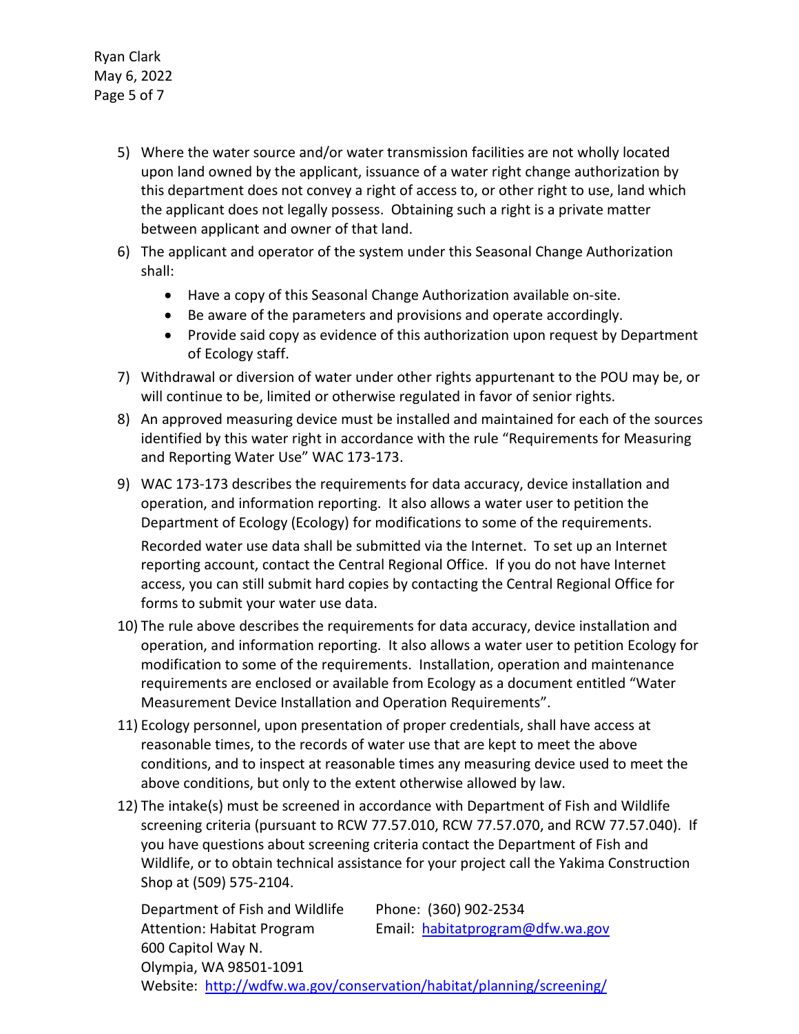5) Where the water source and/or water transmission facilities are not wholly located upon land owned by the applicant, issuance of a water right change authorization by this department does not convey a right of access to, or other right to use, land which the applicant does not legally possess. Obtaining such a right is a private matter between applicant and owner of that land.
6) The applicant and operator of the system under this Seasonal Change Authorization shall:
   - Have a copy of this Seasonal Change Authorization available on-site.
   - Be aware of the parameters and provisions and operate accordingly.
   - Provide said copy as evidence of this authorization upon request by Department of Ecology staff.
7) Withdrawal or diversion of water under other rights appurtenant to the POU may be, or will continue to be, limited or otherwise regulated in favor of senior rights.
8) An approved measuring device must be installed and maintained for each of the sources identified by this water right in accordance with the rule "Requirements for Measuring and Reporting Water Use" WAC 173-173.
9) WAC 173-173 describes the requirements for data accuracy, device installation and operation, and information reporting. It also allows a water user to petition the Department of Ecology (Ecology) for modifications to some of the requirements.

   Recorded water use data shall be submitted via the Internet. To set up an Internet reporting account, contact the Central Regional Office. If you do not have Internet access, you can still submit hard copies by contacting the Central Regional Office for forms to submit your water use data.
10) The rule above describes the requirements for data accuracy, device installation and operation, and information reporting. It also allows a water user to petition Ecology for modification to some of the requirements. Installation, operation and maintenance requirements are enclosed or available from Ecology as a document entitled "Water Measurement Device Installation and Operation Requirements".
11) Ecology personnel, upon presentation of proper credentials, shall have access at reasonable times, to the records of water use that are kept to meet the above conditions, and to inspect at reasonable times any measuring device used to meet the above conditions, but only to the extent otherwise allowed by law.
12) The intake(s) must be screened in accordance with Department of Fish and Wildlife screening criteria (pursuant to RCW 77.57.010, RCW 77.57.070, and RCW 77.57.040). If you have questions about screening criteria contact the Department of Fish and Wildlife, or to obtain technical assistance for your project call the Yakima Construction Shop at (509) 575-2104.

    Department of Fish and Wildlife
    Attention: Habitat Program
    600 Capitol Way N.
    Olympia, WA 98501-1091

    Phone: (360) 902-2534
    Email: habitatprogram@dfw.wa.gov

    Website: http://wdfw.wa.gov/conservation/habitat/planning/screening/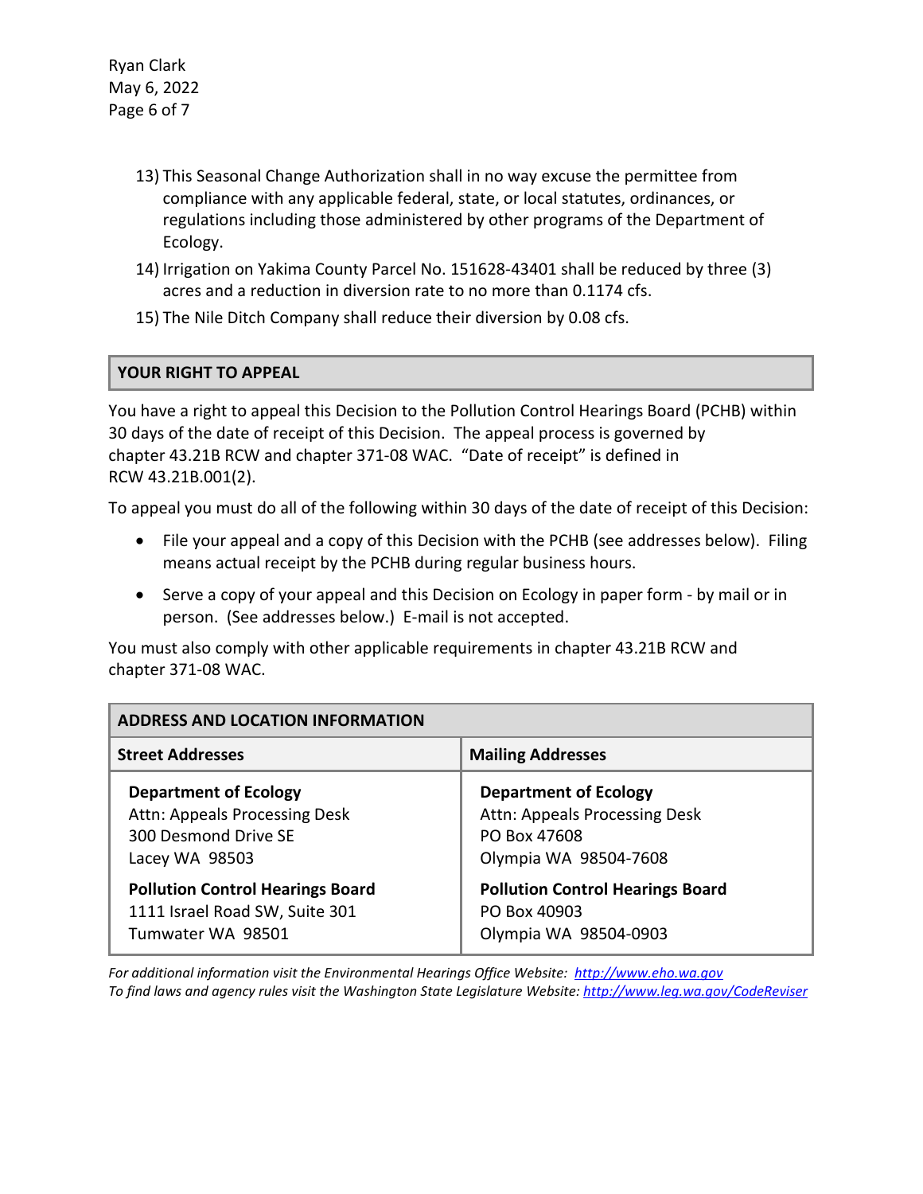13) This Seasonal Change Authorization shall in no way excuse the permittee from compliance with any applicable federal, state, or local statutes, ordinances, or regulations including those administered by other programs of the Department of Ecology.
14) Irrigation on Yakima County Parcel No. 151628-43401 shall be reduced by three (3) acres and a reduction in diversion rate to no more than 0.1174 cfs.
15) The Nile Ditch Company shall reduce their diversion by 0.08 cfs.

## YOUR RIGHT TO APPEAL

You have a right to appeal this Decision to the Pollution Control Hearings Board (PCHB) within 30 days of the date of receipt of this Decision. The appeal process is governed by chapter 43.21B RCW and chapter 371-08 WAC. "Date of receipt" is defined in RCW 43.21B.001(2).

To appeal you must do all of the following within 30 days of the date of receipt of this Decision:

- File your appeal and a copy of this Decision with the PCHB (see addresses below). Filing means actual receipt by the PCHB during regular business hours.
- Serve a copy of your appeal and this Decision on Ecology in paper form - by mail or in person. (See addresses below.) E-mail is not accepted.

You must also comply with other applicable requirements in chapter 43.21B RCW and chapter 371-08 WAC.

| ADDRESS AND LOCATION INFORMATION | |
|---|---|
| **Street Addresses** | **Mailing Addresses** |
| **Department of Ecology**<br>Attn: Appeals Processing Desk<br>300 Desmond Drive SE<br>Lacey WA 98503 | **Department of Ecology**<br>Attn: Appeals Processing Desk<br>PO Box 47608<br>Olympia WA 98504-7608 |
| **Pollution Control Hearings Board**<br>1111 Israel Road SW, Suite 301<br>Tumwater WA 98501 | **Pollution Control Hearings Board**<br>PO Box 40903<br>Olympia WA 98504-0903 |

*For additional information visit the Environmental Hearings Office Website: http://www.eho.wa.gov*
*To find laws and agency rules visit the Washington State Legislature Website: http://www.leg.wa.gov/CodeReviser*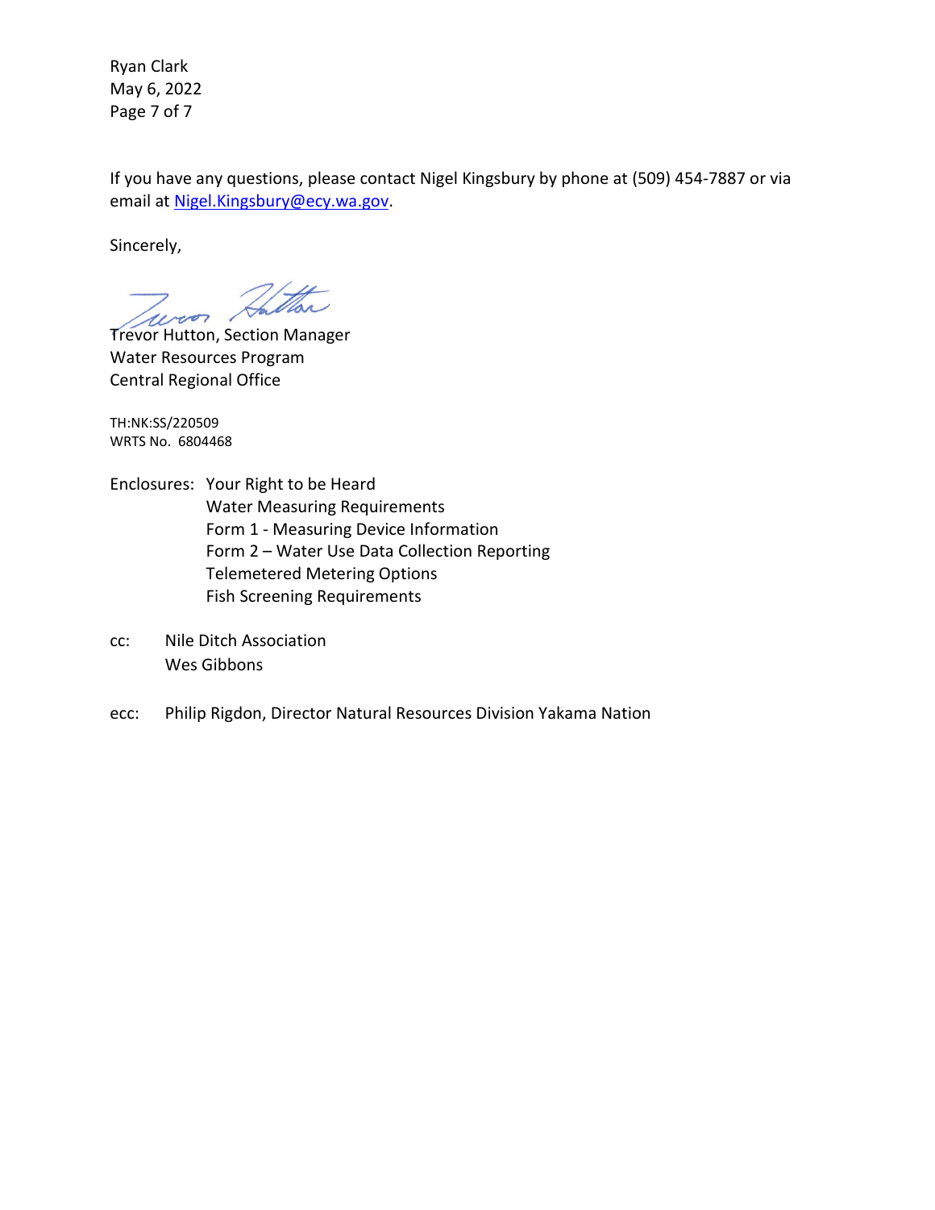If you have any questions, please contact Nigel Kingsbury by phone at (509) 454-7887 or via email at Nigel.Kingsbury@ecy.wa.gov.

Sincerely,

Trevor Hutton, Section Manager
Water Resources Program
Central Regional Office

TH:NK:SS/220509
WRTS No. 6804468

Enclosures: Your Right to be Heard
Water Measuring Requirements
Form 1 - Measuring Device Information
Form 2 – Water Use Data Collection Reporting
Telemetered Metering Options
Fish Screening Requirements

cc: Nile Ditch Association
Wes Gibbons

ecc: Philip Rigdon, Director Natural Resources Division Yakama Nation